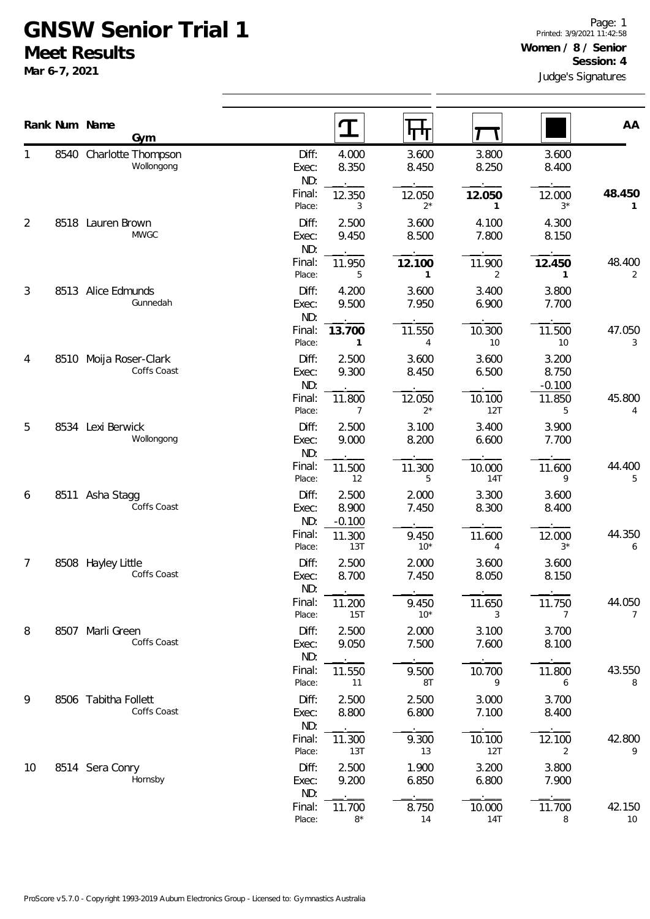# GNSW Senior Trial 1

## Meet Results

**Mar 6-7, 2021**

Printed: 3/9/2021 11:42:58

**Women / 8 / Senior**

**Session: 4**

Judge's Signatures

| Rank | Num | Name / Gym | | Vault | Bars | Beam | Floor | AA |
|---|---|---|---|---|---|---|---|---|
| 1 | 8540 | Charlotte Thompson, Wollongong | Diff: | 4.000 | 3.600 | 3.800 | 3.600 | |
| | | | Exec: | 8.350 | 8.450 | 8.250 | 8.400 | |
| | | | ND: | | | | | |
| | | | Final: | 12.350 | 12.050 | **12.050** | 12.000 | **48.450** |
| | | | Place: | 3 | 2* | **1** | 3* | **1** |
| 2 | 8518 | Lauren Brown, MWGC | Diff: | 2.500 | 3.600 | 4.100 | 4.300 | |
| | | | Exec: | 9.450 | 8.500 | 7.800 | 8.150 | |
| | | | ND: | | | | | |
| | | | Final: | 11.950 | **12.100** | 11.900 | **12.450** | 48.400 |
| | | | Place: | 5 | **1** | 2 | **1** | 2 |
| 3 | 8513 | Alice Edmunds, Gunnedah | Diff: | 4.200 | 3.600 | 3.400 | 3.800 | |
| | | | Exec: | 9.500 | 7.950 | 6.900 | 7.700 | |
| | | | ND: | | | | | |
| | | | Final: | **13.700** | 11.550 | 10.300 | 11.500 | 47.050 |
| | | | Place: | **1** | 4 | 10 | 10 | 3 |
| 4 | 8510 | Moija Roser-Clark, Coffs Coast | Diff: | 2.500 | 3.600 | 3.600 | 3.200 | |
| | | | Exec: | 9.300 | 8.450 | 6.500 | 8.750 | |
| | | | ND: | | | | -0.100 | |
| | | | Final: | 11.800 | 12.050 | 10.100 | 11.850 | 45.800 |
| | | | Place: | 7 | 2* | 12T | 5 | 4 |
| 5 | 8534 | Lexi Berwick, Wollongong | Diff: | 2.500 | 3.100 | 3.400 | 3.900 | |
| | | | Exec: | 9.000 | 8.200 | 6.600 | 7.700 | |
| | | | ND: | | | | | |
| | | | Final: | 11.500 | 11.300 | 10.000 | 11.600 | 44.400 |
| | | | Place: | 12 | 5 | 14T | 9 | 5 |
| 6 | 8511 | Asha Stagg, Coffs Coast | Diff: | 2.500 | 2.000 | 3.300 | 3.600 | |
| | | | Exec: | 8.900 | 7.450 | 8.300 | 8.400 | |
| | | | ND: | -0.100 | | | | |
| | | | Final: | 11.300 | 9.450 | 11.600 | 12.000 | 44.350 |
| | | | Place: | 13T | 10* | 4 | 3* | 6 |
| 7 | 8508 | Hayley Little, Coffs Coast | Diff: | 2.500 | 2.000 | 3.600 | 3.600 | |
| | | | Exec: | 8.700 | 7.450 | 8.050 | 8.150 | |
| | | | ND: | | | | | |
| | | | Final: | 11.200 | 9.450 | 11.650 | 11.750 | 44.050 |
| | | | Place: | 15T | 10* | 3 | 7 | 7 |
| 8 | 8507 | Marli Green, Coffs Coast | Diff: | 2.500 | 2.000 | 3.100 | 3.700 | |
| | | | Exec: | 9.050 | 7.500 | 7.600 | 8.100 | |
| | | | ND: | | | | | |
| | | | Final: | 11.550 | 9.500 | 10.700 | 11.800 | 43.550 |
| | | | Place: | 11 | 8T | 9 | 6 | 8 |
| 9 | 8506 | Tabitha Follett, Coffs Coast | Diff: | 2.500 | 2.500 | 3.000 | 3.700 | |
| | | | Exec: | 8.800 | 6.800 | 7.100 | 8.400 | |
| | | | ND: | | | | | |
| | | | Final: | 11.300 | 9.300 | 10.100 | 12.100 | 42.800 |
| | | | Place: | 13T | 13 | 12T | 2 | 9 |
| 10 | 8514 | Sera Conry, Hornsby | Diff: | 2.500 | 1.900 | 3.200 | 3.800 | |
| | | | Exec: | 9.200 | 6.850 | 6.800 | 7.900 | |
| | | | ND: | | | | | |
| | | | Final: | 11.700 | 8.750 | 10.000 | 11.700 | 42.150 |
| | | | Place: | 8* | 14 | 14T | 8 | 10 |

ProScore v5.7.0 - Copyright 1993-2019 Auburn Electronics Group - Licensed to: Gymnastics Australia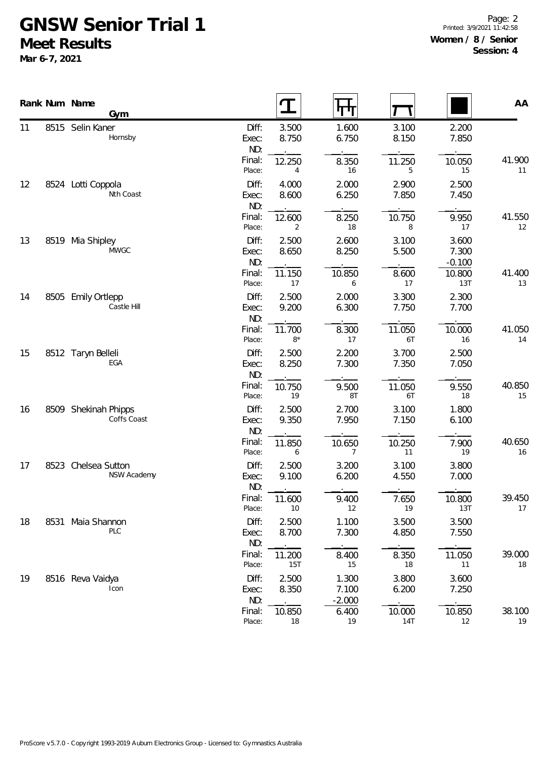# GNSW Senior Trial 1

## Meet Results

**Mar 6-7, 2021**

**Women / 8 / Senior**
**Session: 4**

| Rank | Num | Name / Gym | | Vault | Bars | Beam | Floor | AA |
|---|---|---|---|---|---|---|---|---|
| 11 | 8515 | Selin Kaner | Diff: | 3.500 | 1.600 | 3.100 | 2.200 | |
| | | Hornsby | Exec: | 8.750 | 6.750 | 8.150 | 7.850 | |
| | | | ND: | . | . | . | . | |
| | | | Final: | 12.250 | 8.350 | 11.250 | 10.050 | 41.900 |
| | | | Place: | 4 | 16 | 5 | 15 | 11 |
| 12 | 8524 | Lotti Coppola | Diff: | 4.000 | 2.000 | 2.900 | 2.500 | |
| | | Nth Coast | Exec: | 8.600 | 6.250 | 7.850 | 7.450 | |
| | | | ND: | . | . | . | . | |
| | | | Final: | 12.600 | 8.250 | 10.750 | 9.950 | 41.550 |
| | | | Place: | 2 | 18 | 8 | 17 | 12 |
| 13 | 8519 | Mia Shipley | Diff: | 2.500 | 2.600 | 3.100 | 3.600 | |
| | | MWGC | Exec: | 8.650 | 8.250 | 5.500 | 7.300 | |
| | | | ND: | . | . | . | -0.100 | |
| | | | Final: | 11.150 | 10.850 | 8.600 | 10.800 | 41.400 |
| | | | Place: | 17 | 6 | 17 | 13T | 13 |
| 14 | 8505 | Emily Ortlepp | Diff: | 2.500 | 2.000 | 3.300 | 2.300 | |
| | | Castle Hill | Exec: | 9.200 | 6.300 | 7.750 | 7.700 | |
| | | | ND: | . | . | . | . | |
| | | | Final: | 11.700 | 8.300 | 11.050 | 10.000 | 41.050 |
| | | | Place: | 8* | 17 | 6T | 16 | 14 |
| 15 | 8512 | Taryn Belleli | Diff: | 2.500 | 2.200 | 3.700 | 2.500 | |
| | | EGA | Exec: | 8.250 | 7.300 | 7.350 | 7.050 | |
| | | | ND: | . | . | . | . | |
| | | | Final: | 10.750 | 9.500 | 11.050 | 9.550 | 40.850 |
| | | | Place: | 19 | 8T | 6T | 18 | 15 |
| 16 | 8509 | Shekinah Phipps | Diff: | 2.500 | 2.700 | 3.100 | 1.800 | |
| | | Coffs Coast | Exec: | 9.350 | 7.950 | 7.150 | 6.100 | |
| | | | ND: | . | . | . | . | |
| | | | Final: | 11.850 | 10.650 | 10.250 | 7.900 | 40.650 |
| | | | Place: | 6 | 7 | 11 | 19 | 16 |
| 17 | 8523 | Chelsea Sutton | Diff: | 2.500 | 3.200 | 3.100 | 3.800 | |
| | | NSW Academy | Exec: | 9.100 | 6.200 | 4.550 | 7.000 | |
| | | | ND: | . | . | . | . | |
| | | | Final: | 11.600 | 9.400 | 7.650 | 10.800 | 39.450 |
| | | | Place: | 10 | 12 | 19 | 13T | 17 |
| 18 | 8531 | Maia Shannon | Diff: | 2.500 | 1.100 | 3.500 | 3.500 | |
| | | PLC | Exec: | 8.700 | 7.300 | 4.850 | 7.550 | |
| | | | ND: | . | . | . | . | |
| | | | Final: | 11.200 | 8.400 | 8.350 | 11.050 | 39.000 |
| | | | Place: | 15T | 15 | 18 | 11 | 18 |
| 19 | 8516 | Reva Vaidya | Diff: | 2.500 | 1.300 | 3.800 | 3.600 | |
| | | Icon | Exec: | 8.350 | 7.100 | 6.200 | 7.250 | |
| | | | ND: | . | -2.000 | . | . | |
| | | | Final: | 10.850 | 6.400 | 10.000 | 10.850 | 38.100 |
| | | | Place: | 18 | 19 | 14T | 12 | 19 |

ProScore v5.7.0 - Copyright 1993-2019 Auburn Electronics Group - Licensed to: Gymnastics Australia